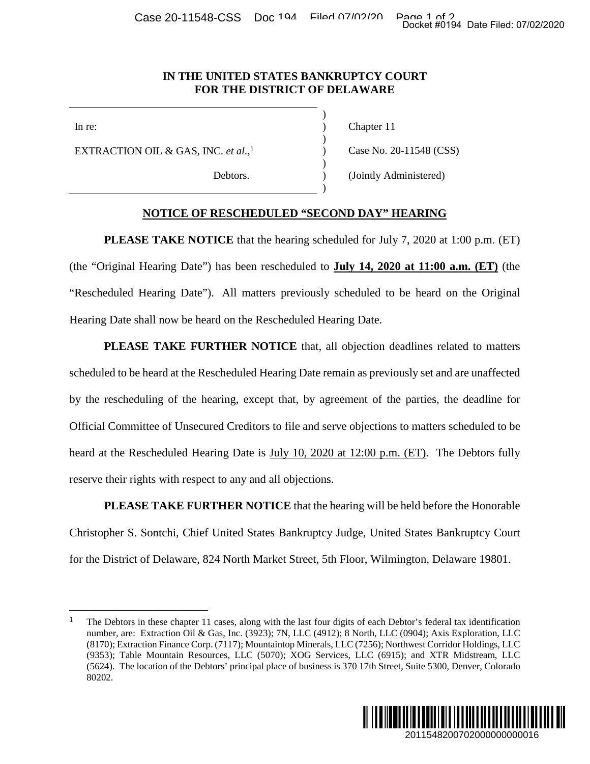IN THE UNITED STATES BANKRUPTCY COURT
FOR THE DISTRICT OF DELAWARE

| | | |
|---|---|---|
| In re: | ) | Chapter 11 |
| EXTRACTION OIL & GAS, INC. *et al.*,[1] | ) | Case No. 20-11548 (CSS) |
| Debtors. | ) | (Jointly Administered) |

## NOTICE OF RESCHEDULED "SECOND DAY" HEARING

**PLEASE TAKE NOTICE** that the hearing scheduled for July 7, 2020 at 1:00 p.m. (ET) (the "Original Hearing Date") has been rescheduled to **July 14, 2020 at 11:00 a.m. (ET)** (the "Rescheduled Hearing Date"). All matters previously scheduled to be heard on the Original Hearing Date shall now be heard on the Rescheduled Hearing Date.

**PLEASE TAKE FURTHER NOTICE** that, all objection deadlines related to matters scheduled to be heard at the Rescheduled Hearing Date remain as previously set and are unaffected by the rescheduling of the hearing, except that, by agreement of the parties, the deadline for Official Committee of Unsecured Creditors to file and serve objections to matters scheduled to be heard at the Rescheduled Hearing Date is July 10, 2020 at 12:00 p.m. (ET). The Debtors fully reserve their rights with respect to any and all objections.

**PLEASE TAKE FURTHER NOTICE** that the hearing will be held before the Honorable Christopher S. Sontchi, Chief United States Bankruptcy Judge, United States Bankruptcy Court for the District of Delaware, 824 North Market Street, 5th Floor, Wilmington, Delaware 19801.

[1] The Debtors in these chapter 11 cases, along with the last four digits of each Debtor's federal tax identification number, are: Extraction Oil & Gas, Inc. (3923); 7N, LLC (4912); 8 North, LLC (0904); Axis Exploration, LLC (8170); Extraction Finance Corp. (7117); Mountaintop Minerals, LLC (7256); Northwest Corridor Holdings, LLC (9353); Table Mountain Resources, LLC (5070); XOG Services, LLC (6915); and XTR Midstream, LLC (5624). The location of the Debtors' principal place of business is 370 17th Street, Suite 5300, Denver, Colorado 80202.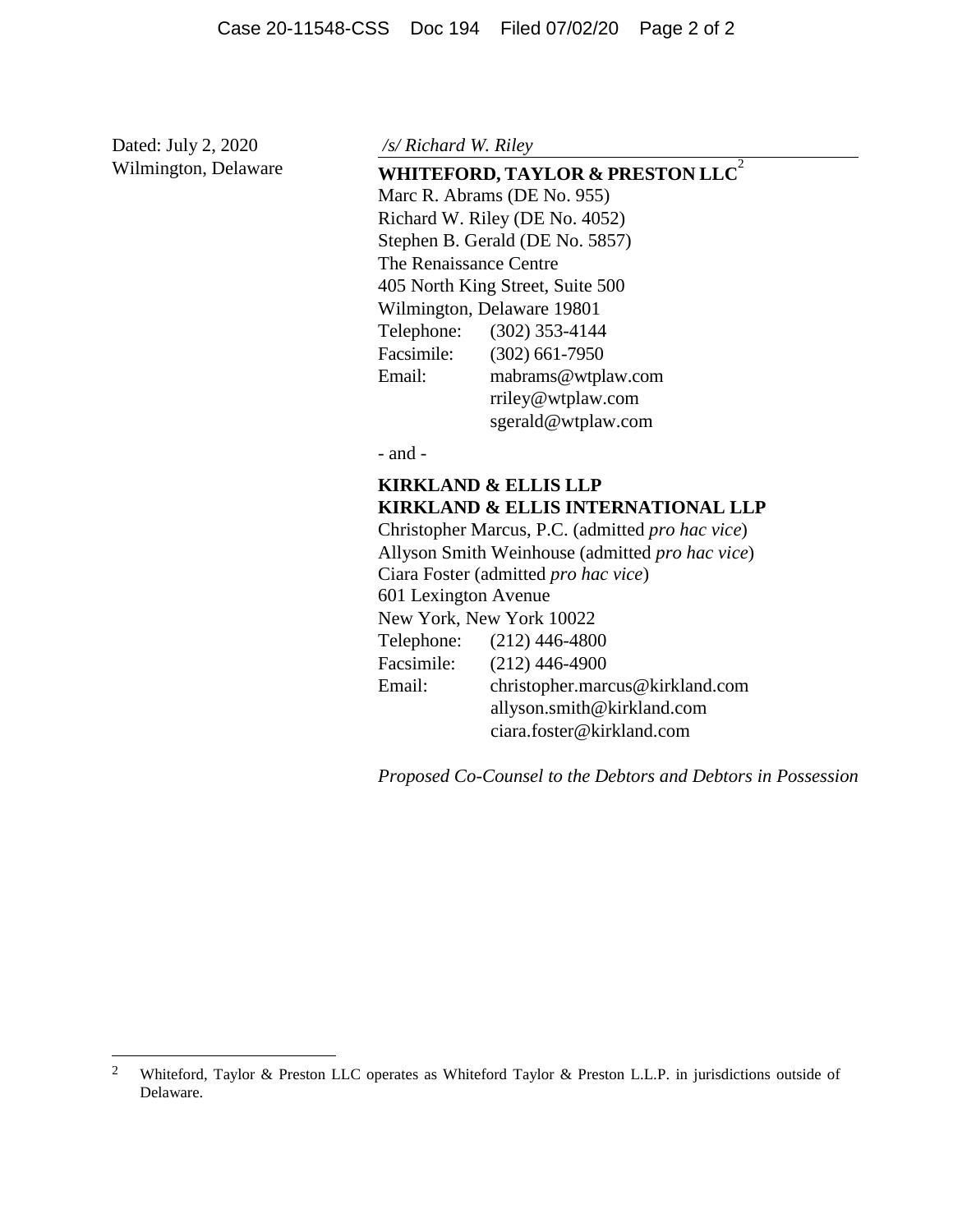Dated: July 2, 2020
Wilmington, Delaware

*/s/ Richard W. Riley*

**WHITEFORD, TAYLOR & PRESTON LLC**[2]
Marc R. Abrams (DE No. 955)
Richard W. Riley (DE No. 4052)
Stephen B. Gerald (DE No. 5857)
The Renaissance Centre
405 North King Street, Suite 500
Wilmington, Delaware 19801
Telephone: (302) 353-4144
Facsimile: (302) 661-7950
Email: mabrams@wtplaw.com
rriley@wtplaw.com
sgerald@wtplaw.com

\- and -

**KIRKLAND & ELLIS LLP**
**KIRKLAND & ELLIS INTERNATIONAL LLP**
Christopher Marcus, P.C. (admitted *pro hac vice*)
Allyson Smith Weinhouse (admitted *pro hac vice*)
Ciara Foster (admitted *pro hac vice*)
601 Lexington Avenue
New York, New York 10022
Telephone: (212) 446-4800
Facsimile: (212) 446-4900
Email: christopher.marcus@kirkland.com
allyson.smith@kirkland.com
ciara.foster@kirkland.com

*Proposed Co-Counsel to the Debtors and Debtors in Possession*

---

[2] Whiteford, Taylor & Preston LLC operates as Whiteford Taylor & Preston L.L.P. in jurisdictions outside of Delaware.